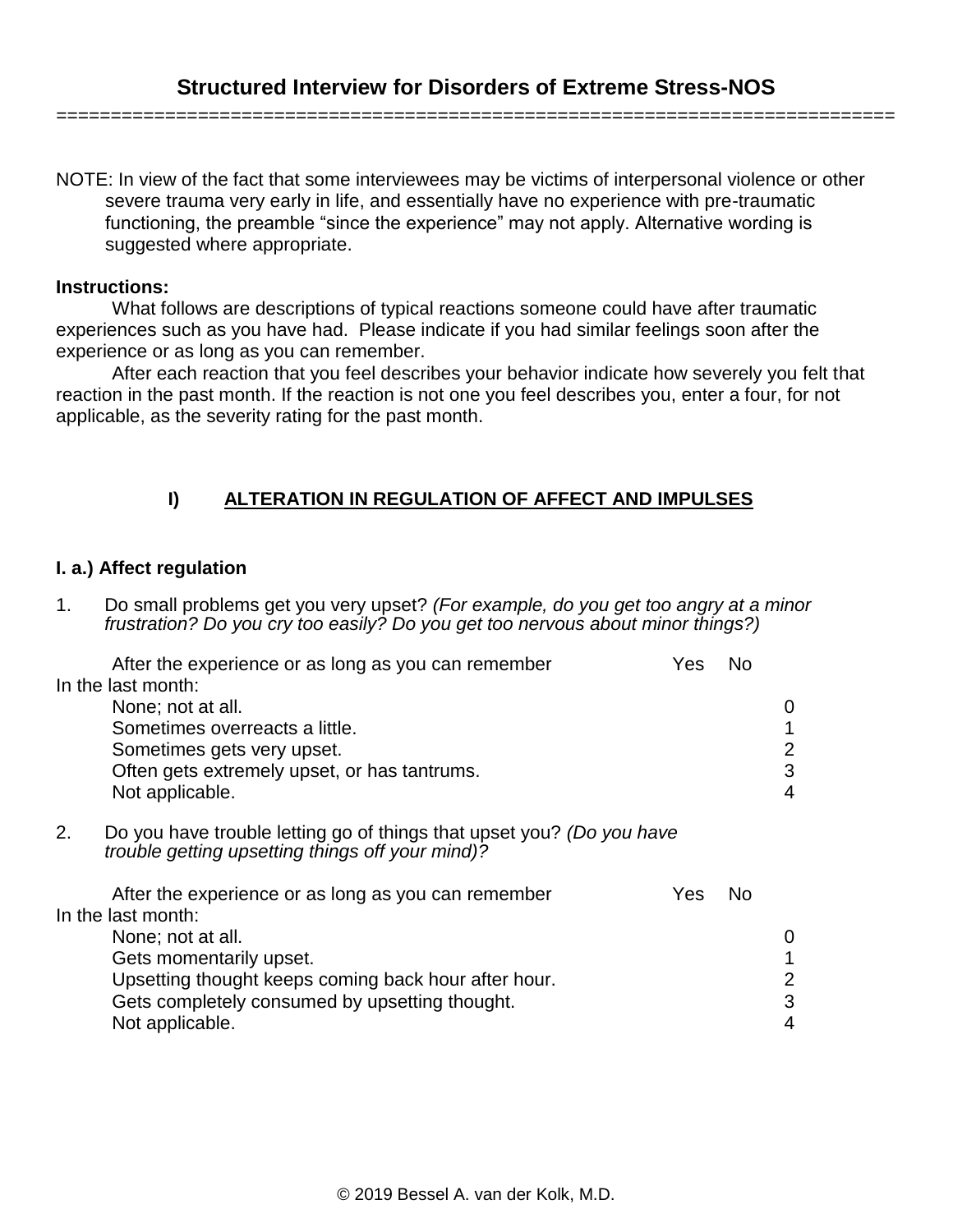# Structured Interview for Disorders of Extreme Stress-NOS

===========================================================================

NOTE: In view of the fact that some interviewees may be victims of interpersonal violence or other severe trauma very early in life, and essentially have no experience with pre-traumatic functioning, the preamble "since the experience" may not apply. Alternative wording is suggested where appropriate.

**Instructions:**

What follows are descriptions of typical reactions someone could have after traumatic experiences such as you have had. Please indicate if you had similar feelings soon after the experience or as long as you can remember.

After each reaction that you feel describes your behavior indicate how severely you felt that reaction in the past month. If the reaction is not one you feel describes you, enter a four, for not applicable, as the severity rating for the past month.

## I) ALTERATION IN REGULATION OF AFFECT AND IMPULSES

### I. a.) Affect regulation

1. Do small problems get you very upset? *(For example, do you get too angry at a minor frustration? Do you cry too easily? Do you get too nervous about minor things?)*

After the experience or as long as you can remember — Yes — No

In the last month:

| | |
|---|---|
| None; not at all. | 0 |
| Sometimes overreacts a little. | 1 |
| Sometimes gets very upset. | 2 |
| Often gets extremely upset, or has tantrums. | 3 |
| Not applicable. | 4 |

2. Do you have trouble letting go of things that upset you? *(Do you have trouble getting upsetting things off your mind)?*

After the experience or as long as you can remember — Yes — No

In the last month:

| | |
|---|---|
| None; not at all. | 0 |
| Gets momentarily upset. | 1 |
| Upsetting thought keeps coming back hour after hour. | 2 |
| Gets completely consumed by upsetting thought. | 3 |
| Not applicable. | 4 |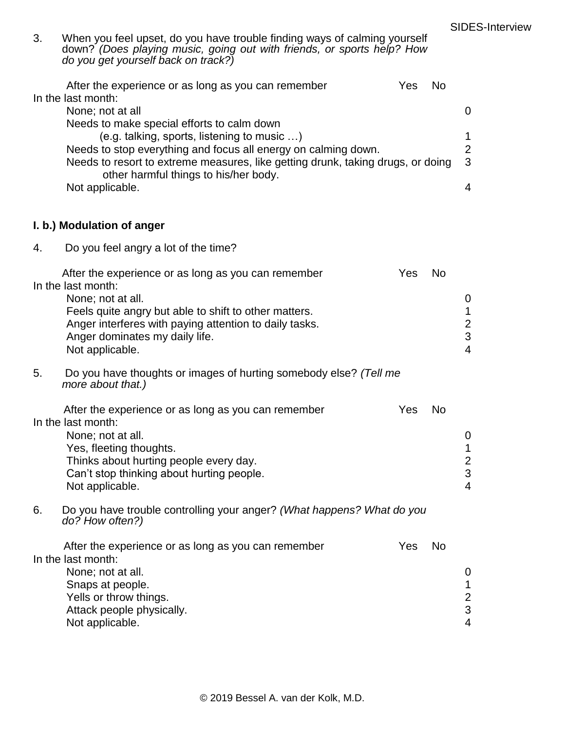3. When you feel upset, do you have trouble finding ways of calming yourself down? *(Does playing music, going out with friends, or sports help? How do you get yourself back on track?)*

After the experience or as long as you can remember Yes No

In the last month:

| | |
|---|---|
| None; not at all | 0 |
| Needs to make special efforts to calm down (e.g. talking, sports, listening to music …) | 1 |
| Needs to stop everything and focus all energy on calming down. | 2 |
| Needs to resort to extreme measures, like getting drunk, taking drugs, or doing other harmful things to his/her body. | 3 |
| Not applicable. | 4 |

**I. b.) Modulation of anger**

4. Do you feel angry a lot of the time?

After the experience or as long as you can remember Yes No

In the last month:

| | |
|---|---|
| None; not at all. | 0 |
| Feels quite angry but able to shift to other matters. | 1 |
| Anger interferes with paying attention to daily tasks. | 2 |
| Anger dominates my daily life. | 3 |
| Not applicable. | 4 |

5. Do you have thoughts or images of hurting somebody else? *(Tell me more about that.)*

After the experience or as long as you can remember Yes No

In the last month:

| | |
|---|---|
| None; not at all. | 0 |
| Yes, fleeting thoughts. | 1 |
| Thinks about hurting people every day. | 2 |
| Can't stop thinking about hurting people. | 3 |
| Not applicable. | 4 |

6. Do you have trouble controlling your anger? *(What happens? What do you do? How often?)*

After the experience or as long as you can remember Yes No

In the last month:

| | |
|---|---|
| None; not at all. | 0 |
| Snaps at people. | 1 |
| Yells or throw things. | 2 |
| Attack people physically. | 3 |
| Not applicable. | 4 |

© 2019 Bessel A. van der Kolk, M.D.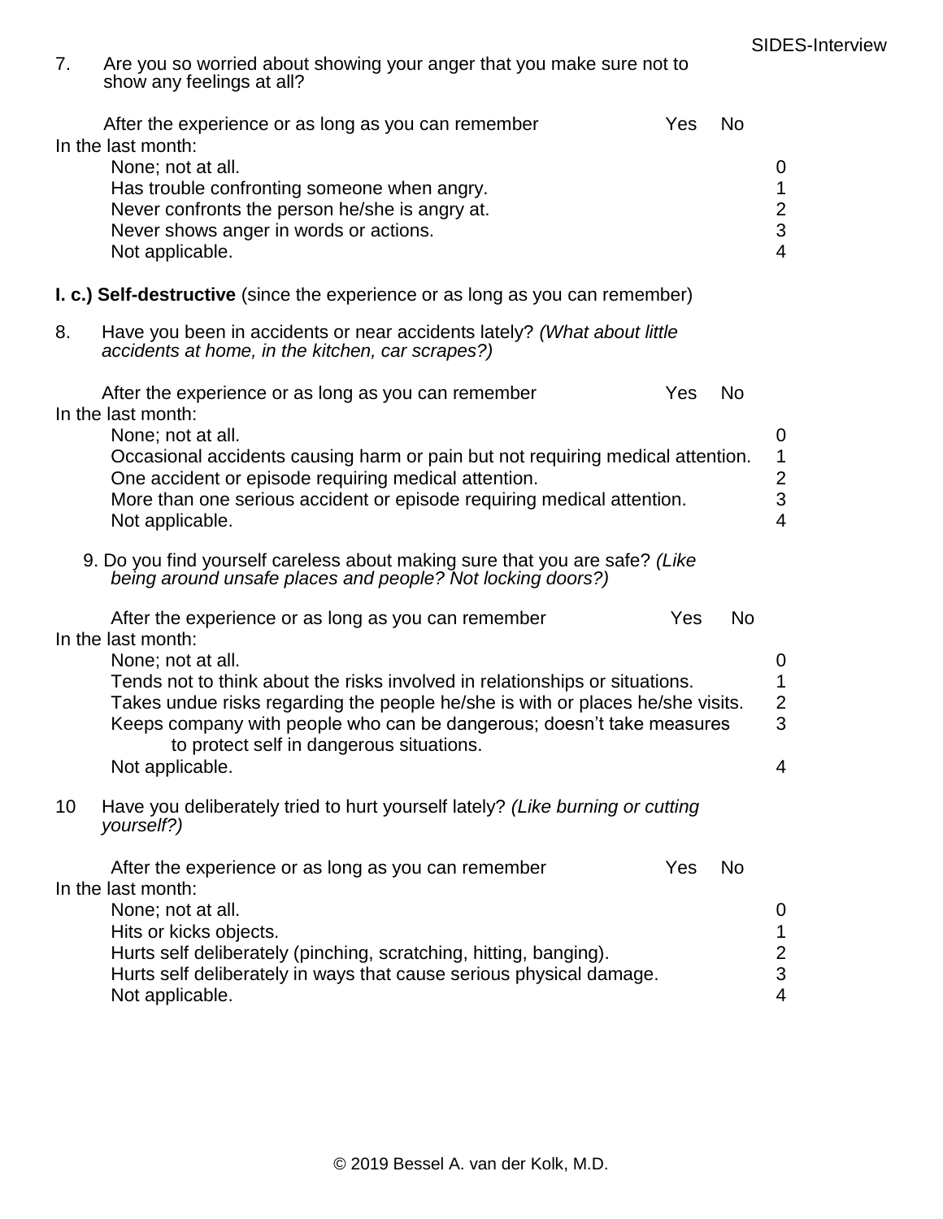7. Are you so worried about showing your anger that you make sure not to show any feelings at all?

After the experience or as long as you can remember Yes No

In the last month:

| | |
|---|---|
| None; not at all. | 0 |
| Has trouble confronting someone when angry. | 1 |
| Never confronts the person he/she is angry at. | 2 |
| Never shows anger in words or actions. | 3 |
| Not applicable. | 4 |

**I. c.) Self-destructive** (since the experience or as long as you can remember)

8. Have you been in accidents or near accidents lately? *(What about little accidents at home, in the kitchen, car scrapes?)*

After the experience or as long as you can remember Yes No

In the last month:

| | |
|---|---|
| None; not at all. | 0 |
| Occasional accidents causing harm or pain but not requiring medical attention. | 1 |
| One accident or episode requiring medical attention. | 2 |
| More than one serious accident or episode requiring medical attention. | 3 |
| Not applicable. | 4 |

9. Do you find yourself careless about making sure that you are safe? *(Like being around unsafe places and people? Not locking doors?)*

After the experience or as long as you can remember Yes No

In the last month:

| | |
|---|---|
| None; not at all. | 0 |
| Tends not to think about the risks involved in relationships or situations. | 1 |
| Takes undue risks regarding the people he/she is with or places he/she visits. | 2 |
| Keeps company with people who can be dangerous; doesn't take measures to protect self in dangerous situations. | 3 |
| Not applicable. | 4 |

10 Have you deliberately tried to hurt yourself lately? *(Like burning or cutting yourself?)*

After the experience or as long as you can remember Yes No

In the last month:

| | |
|---|---|
| None; not at all. | 0 |
| Hits or kicks objects. | 1 |
| Hurts self deliberately (pinching, scratching, hitting, banging). | 2 |
| Hurts self deliberately in ways that cause serious physical damage. | 3 |
| Not applicable. | 4 |

© 2019 Bessel A. van der Kolk, M.D.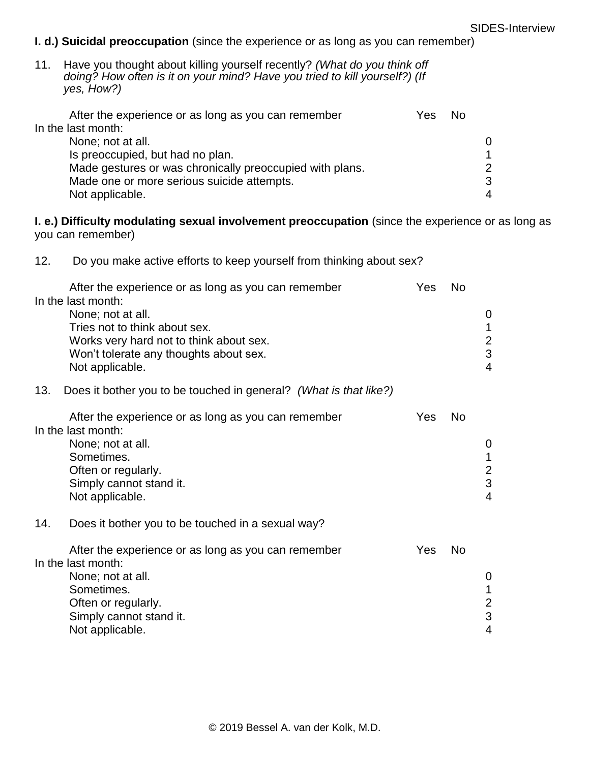**I. d.) Suicidal preoccupation** (since the experience or as long as you can remember)

11. Have you thought about killing yourself recently? *(What do you think off doing? How often is it on your mind? Have you tried to kill yourself?) (If yes, How?)*

After the experience or as long as you can remember Yes No

In the last month:

| | |
|---|---|
| None; not at all. | 0 |
| Is preoccupied, but had no plan. | 1 |
| Made gestures or was chronically preoccupied with plans. | 2 |
| Made one or more serious suicide attempts. | 3 |
| Not applicable. | 4 |

**I. e.) Difficulty modulating sexual involvement preoccupation** (since the experience or as long as you can remember)

12. Do you make active efforts to keep yourself from thinking about sex?

After the experience or as long as you can remember Yes No

In the last month:

| | |
|---|---|
| None; not at all. | 0 |
| Tries not to think about sex. | 1 |
| Works very hard not to think about sex. | 2 |
| Won't tolerate any thoughts about sex. | 3 |
| Not applicable. | 4 |

13. Does it bother you to be touched in general? *(What is that like?)*

After the experience or as long as you can remember Yes No

In the last month:

| | |
|---|---|
| None; not at all. | 0 |
| Sometimes. | 1 |
| Often or regularly. | 2 |
| Simply cannot stand it. | 3 |
| Not applicable. | 4 |

14. Does it bother you to be touched in a sexual way?

After the experience or as long as you can remember Yes No

In the last month:

| | |
|---|---|
| None; not at all. | 0 |
| Sometimes. | 1 |
| Often or regularly. | 2 |
| Simply cannot stand it. | 3 |
| Not applicable. | 4 |

© 2019 Bessel A. van der Kolk, M.D.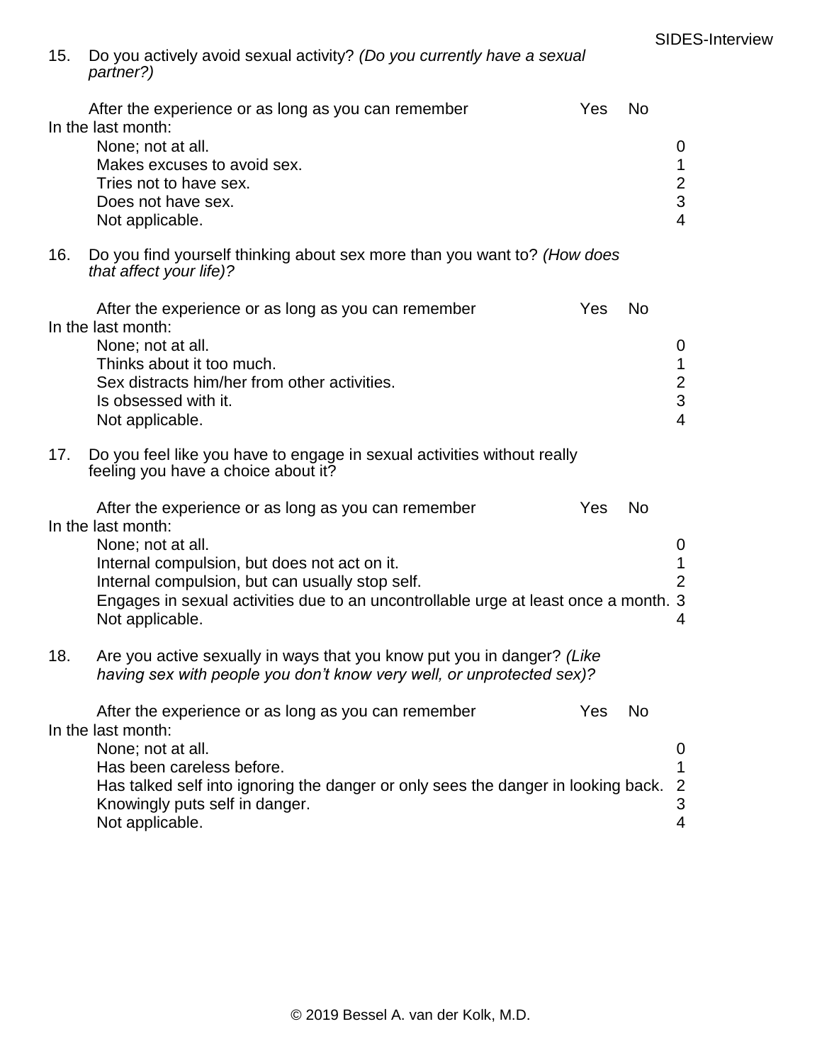15. Do you actively avoid sexual activity? *(Do you currently have a sexual partner?)*

After the experience or as long as you can remember — Yes — No

In the last month:

| | |
|---|---|
| None; not at all. | 0 |
| Makes excuses to avoid sex. | 1 |
| Tries not to have sex. | 2 |
| Does not have sex. | 3 |
| Not applicable. | 4 |

16. Do you find yourself thinking about sex more than you want to? *(How does that affect your life)?*

After the experience or as long as you can remember — Yes — No

In the last month:

| | |
|---|---|
| None; not at all. | 0 |
| Thinks about it too much. | 1 |
| Sex distracts him/her from other activities. | 2 |
| Is obsessed with it. | 3 |
| Not applicable. | 4 |

17. Do you feel like you have to engage in sexual activities without really feeling you have a choice about it?

After the experience or as long as you can remember — Yes — No

In the last month:

| | |
|---|---|
| None; not at all. | 0 |
| Internal compulsion, but does not act on it. | 1 |
| Internal compulsion, but can usually stop self. | 2 |
| Engages in sexual activities due to an uncontrollable urge at least once a month. | 3 |
| Not applicable. | 4 |

18. Are you active sexually in ways that you know put you in danger? *(Like having sex with people you don't know very well, or unprotected sex)?*

After the experience or as long as you can remember — Yes — No

In the last month:

| | |
|---|---|
| None; not at all. | 0 |
| Has been careless before. | 1 |
| Has talked self into ignoring the danger or only sees the danger in looking back. | 2 |
| Knowingly puts self in danger. | 3 |
| Not applicable. | 4 |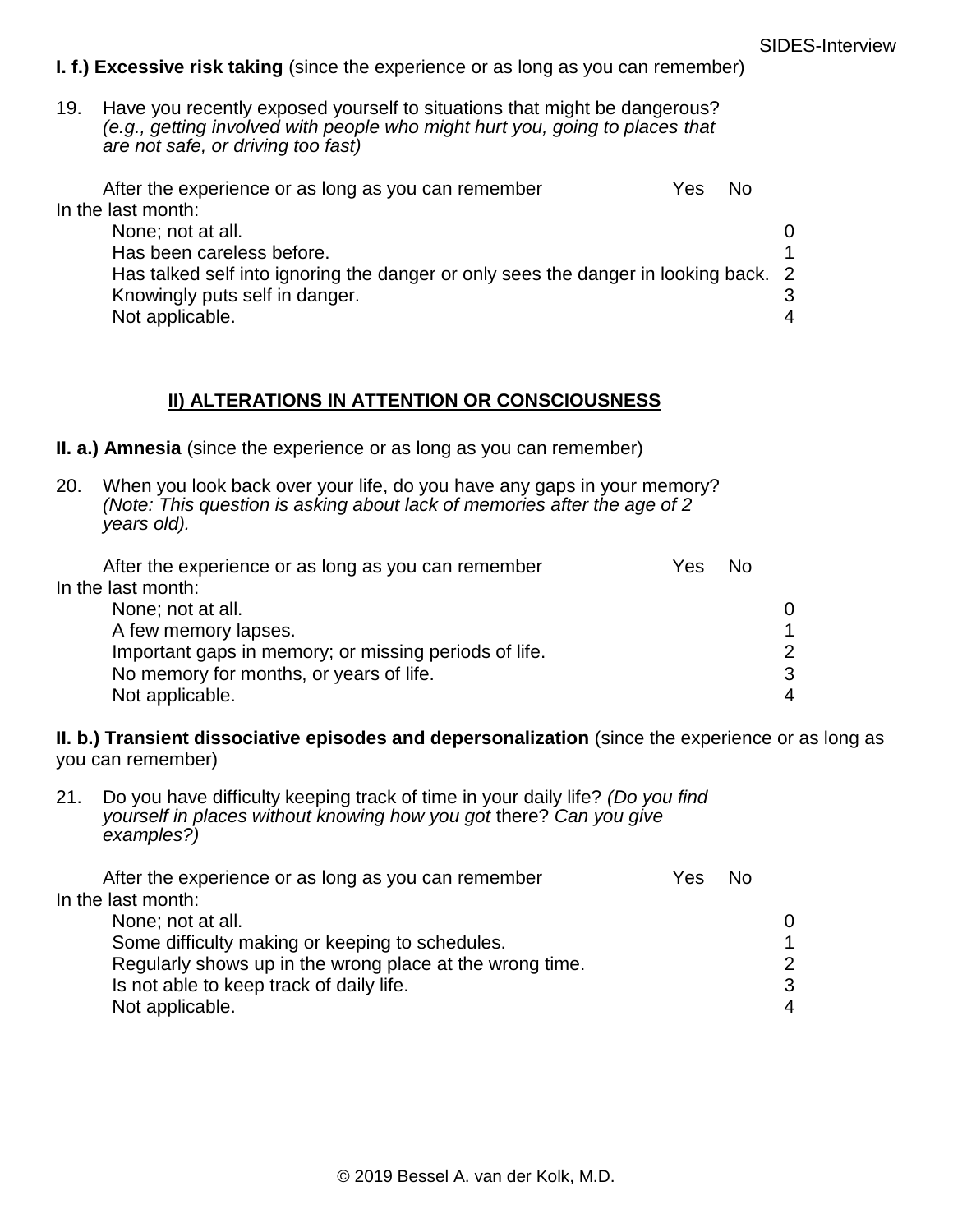**I. f.) Excessive risk taking** (since the experience or as long as you can remember)

19. Have you recently exposed yourself to situations that might be dangerous? *(e.g., getting involved with people who might hurt you, going to places that are not safe, or driving too fast)*

After the experience or as long as you can remember     Yes     No

In the last month:

| | |
|---|---|
| None; not at all. | 0 |
| Has been careless before. | 1 |
| Has talked self into ignoring the danger or only sees the danger in looking back. | 2 |
| Knowingly puts self in danger. | 3 |
| Not applicable. | 4 |

## II) ALTERATIONS IN ATTENTION OR CONSCIOUSNESS

**II. a.) Amnesia** (since the experience or as long as you can remember)

20. When you look back over your life, do you have any gaps in your memory? *(Note: This question is asking about lack of memories after the age of 2 years old).*

After the experience or as long as you can remember     Yes     No

In the last month:

| | |
|---|---|
| None; not at all. | 0 |
| A few memory lapses. | 1 |
| Important gaps in memory; or missing periods of life. | 2 |
| No memory for months, or years of life. | 3 |
| Not applicable. | 4 |

**II. b.) Transient dissociative episodes and depersonalization** (since the experience or as long as you can remember)

21. Do you have difficulty keeping track of time in your daily life? *(Do you find yourself in places without knowing how you got* there? *Can you give examples?)*

After the experience or as long as you can remember     Yes     No

In the last month:

| | |
|---|---|
| None; not at all. | 0 |
| Some difficulty making or keeping to schedules. | 1 |
| Regularly shows up in the wrong place at the wrong time. | 2 |
| Is not able to keep track of daily life. | 3 |
| Not applicable. | 4 |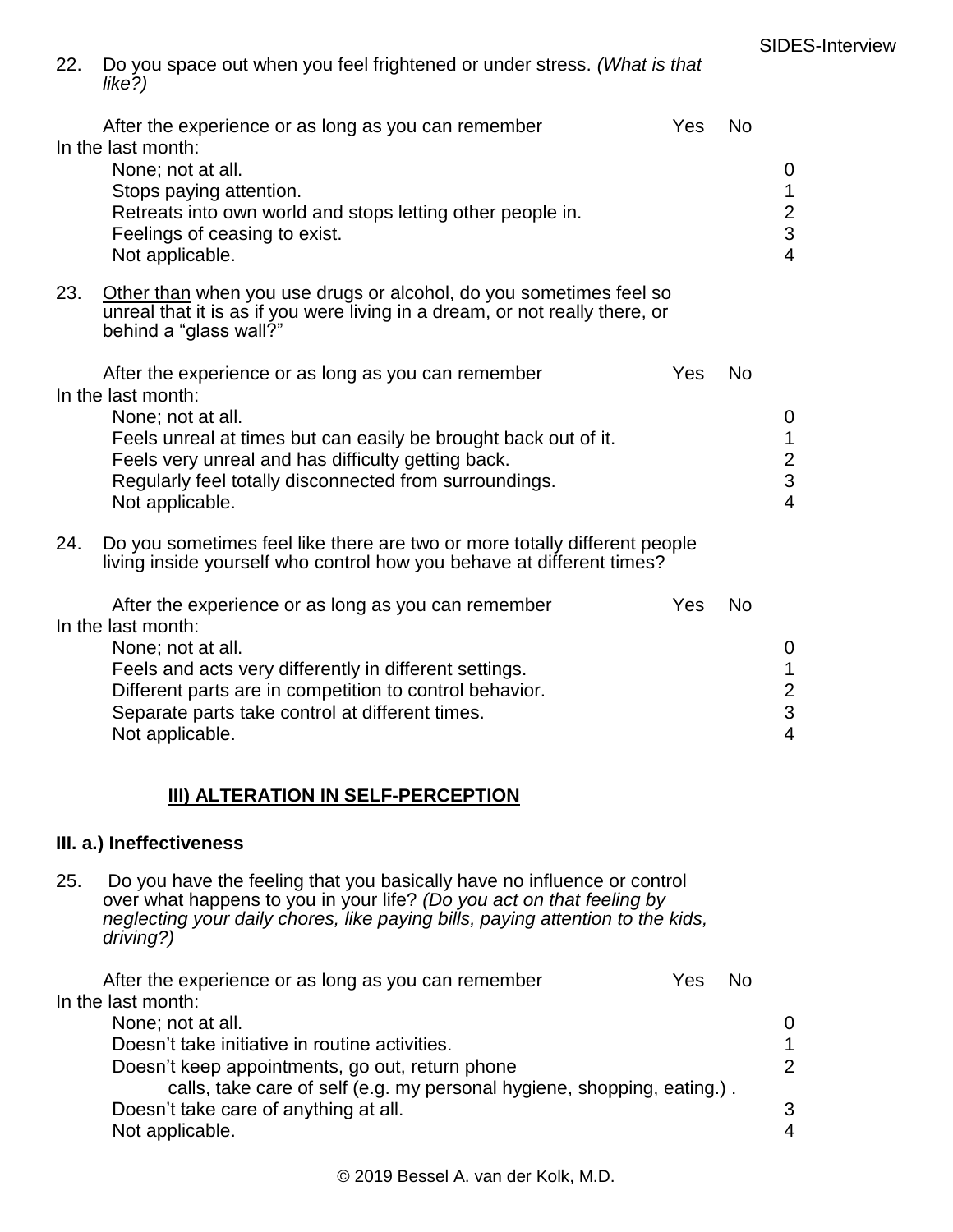22. Do you space out when you feel frightened or under stress. *(What is that like?)*

After the experience or as long as you can remember Yes No

In the last month:

| | |
|---|---|
| None; not at all. | 0 |
| Stops paying attention. | 1 |
| Retreats into own world and stops letting other people in. | 2 |
| Feelings of ceasing to exist. | 3 |
| Not applicable. | 4 |

23. <u>Other than</u> when you use drugs or alcohol, do you sometimes feel so unreal that it is as if you were living in a dream, or not really there, or behind a "glass wall?"

After the experience or as long as you can remember Yes No

In the last month:

| | |
|---|---|
| None; not at all. | 0 |
| Feels unreal at times but can easily be brought back out of it. | 1 |
| Feels very unreal and has difficulty getting back. | 2 |
| Regularly feel totally disconnected from surroundings. | 3 |
| Not applicable. | 4 |

24. Do you sometimes feel like there are two or more totally different people living inside yourself who control how you behave at different times?

After the experience or as long as you can remember Yes No

In the last month:

| | |
|---|---|
| None; not at all. | 0 |
| Feels and acts very differently in different settings. | 1 |
| Different parts are in competition to control behavior. | 2 |
| Separate parts take control at different times. | 3 |
| Not applicable. | 4 |

## III) ALTERATION IN SELF-PERCEPTION

### III. a.) Ineffectiveness

25. Do you have the feeling that you basically have no influence or control over what happens to you in your life? *(Do you act on that feeling by neglecting your daily chores, like paying bills, paying attention to the kids, driving?)*

After the experience or as long as you can remember Yes No

In the last month:

| | |
|---|---|
| None; not at all. | 0 |
| Doesn't take initiative in routine activities. | 1 |
| Doesn't keep appointments, go out, return phone calls, take care of self (e.g. my personal hygiene, shopping, eating.) . | 2 |
| Doesn't take care of anything at all. | 3 |
| Not applicable. | 4 |

© 2019 Bessel A. van der Kolk, M.D.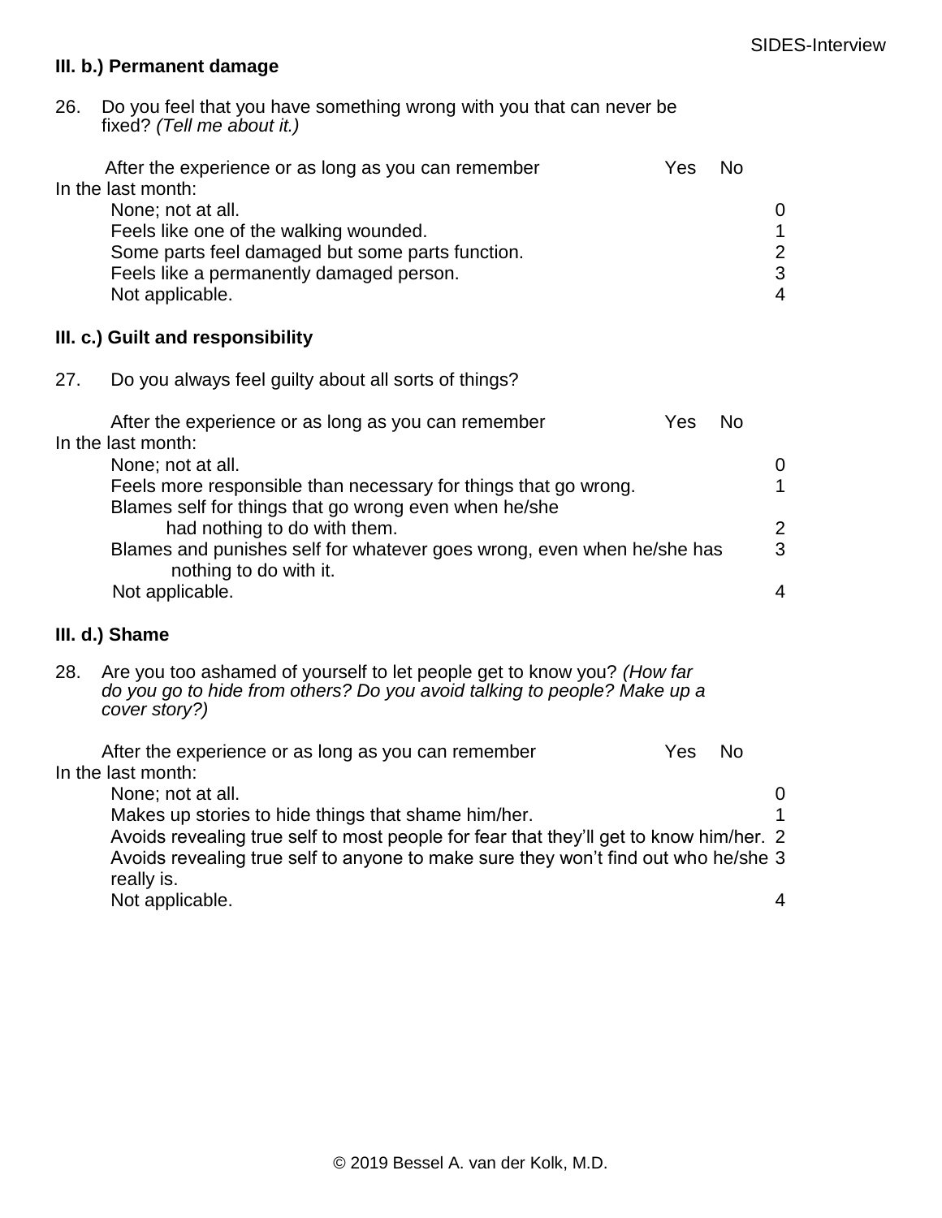### III. b.) Permanent damage

26. Do you feel that you have something wrong with you that can never be fixed? *(Tell me about it.)*

After the experience or as long as you can remember Yes No

In the last month:

| | |
|---|---|
| None; not at all. | 0 |
| Feels like one of the walking wounded. | 1 |
| Some parts feel damaged but some parts function. | 2 |
| Feels like a permanently damaged person. | 3 |
| Not applicable. | 4 |

### III. c.) Guilt and responsibility

27. Do you always feel guilty about all sorts of things?

After the experience or as long as you can remember Yes No

In the last month:

| | |
|---|---|
| None; not at all. | 0 |
| Feels more responsible than necessary for things that go wrong. | 1 |
| Blames self for things that go wrong even when he/she had nothing to do with them. | 2 |
| Blames and punishes self for whatever goes wrong, even when he/she has nothing to do with it. | 3 |
| Not applicable. | 4 |

### III. d.) Shame

28. Are you too ashamed of yourself to let people get to know you? *(How far do you go to hide from others? Do you avoid talking to people? Make up a cover story?)*

After the experience or as long as you can remember Yes No

In the last month:

| | |
|---|---|
| None; not at all. | 0 |
| Makes up stories to hide things that shame him/her. | 1 |
| Avoids revealing true self to most people for fear that they'll get to know him/her. | 2 |
| Avoids revealing true self to anyone to make sure they won't find out who he/she really is. | 3 |
| Not applicable. | 4 |

© 2019 Bessel A. van der Kolk, M.D.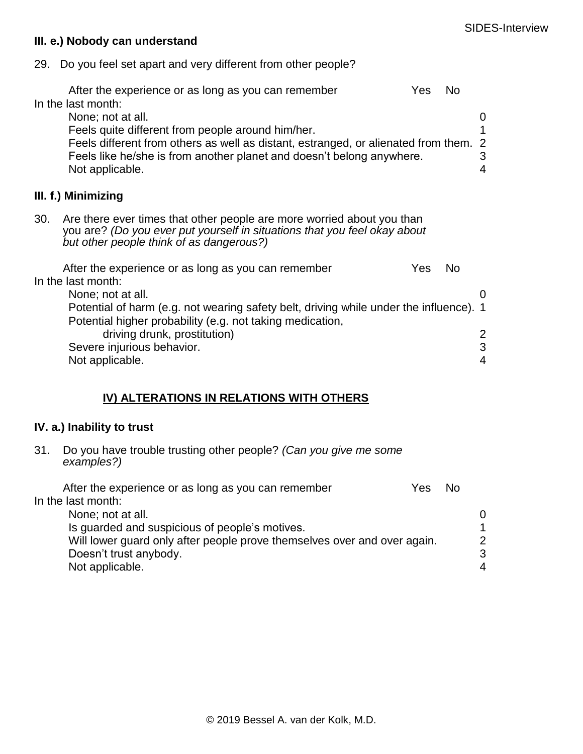### III. e.) Nobody can understand

29. Do you feel set apart and very different from other people?

After the experience or as long as you can remember  Yes  No

In the last month:

| | |
|---|---|
| None; not at all. | 0 |
| Feels quite different from people around him/her. | 1 |
| Feels different from others as well as distant, estranged, or alienated from them. | 2 |
| Feels like he/she is from another planet and doesn't belong anywhere. | 3 |
| Not applicable. | 4 |

### III. f.) Minimizing

30. Are there ever times that other people are more worried about you than you are? *(Do you ever put yourself in situations that you feel okay about but other people think of as dangerous?)*

After the experience or as long as you can remember  Yes  No

In the last month:

| | |
|---|---|
| None; not at all. | 0 |
| Potential of harm (e.g. not wearing safety belt, driving while under the influence). | 1 |
| Potential higher probability (e.g. not taking medication, driving drunk, prostitution) | 2 |
| Severe injurious behavior. | 3 |
| Not applicable. | 4 |

## IV) ALTERATIONS IN RELATIONS WITH OTHERS

### IV. a.) Inability to trust

31. Do you have trouble trusting other people? *(Can you give me some examples?)*

After the experience or as long as you can remember  Yes  No

In the last month:

| | |
|---|---|
| None; not at all. | 0 |
| Is guarded and suspicious of people's motives. | 1 |
| Will lower guard only after people prove themselves over and over again. | 2 |
| Doesn't trust anybody. | 3 |
| Not applicable. | 4 |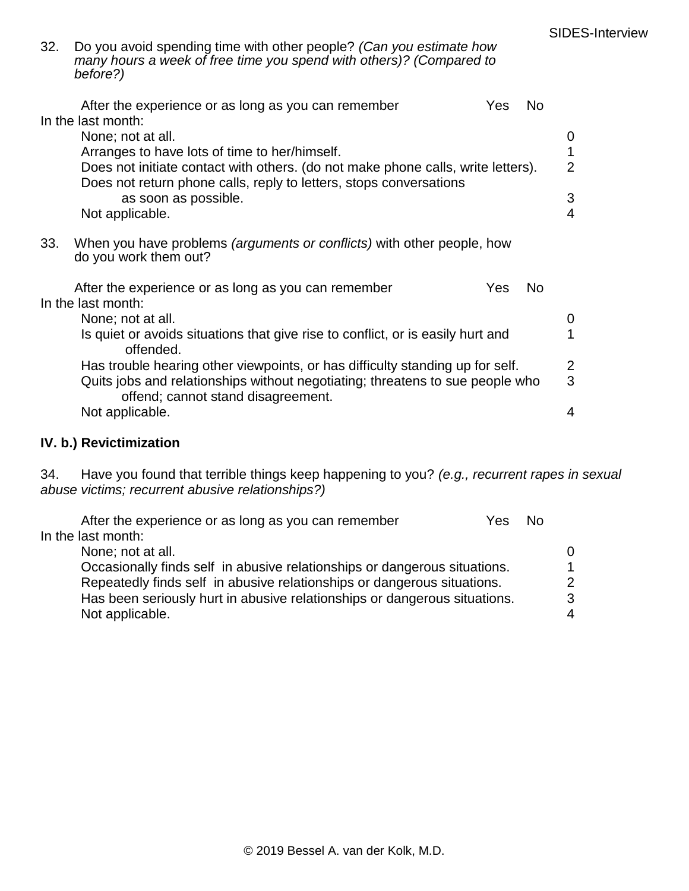32. Do you avoid spending time with other people? *(Can you estimate how many hours a week of free time you spend with others)? (Compared to before?)*

After the experience or as long as you can remember Yes No

In the last month:

| | |
|---|---|
| None; not at all. | 0 |
| Arranges to have lots of time to her/himself. | 1 |
| Does not initiate contact with others. (do not make phone calls, write letters). | 2 |
| Does not return phone calls, reply to letters, stops conversations as soon as possible. | 3 |
| Not applicable. | 4 |

33. When you have problems *(arguments or conflicts)* with other people, how do you work them out?

After the experience or as long as you can remember Yes No

In the last month:

| | |
|---|---|
| None; not at all. | 0 |
| Is quiet or avoids situations that give rise to conflict, or is easily hurt and offended. | 1 |
| Has trouble hearing other viewpoints, or has difficulty standing up for self. | 2 |
| Quits jobs and relationships without negotiating; threatens to sue people who offend; cannot stand disagreement. | 3 |
| Not applicable. | 4 |

**IV. b.) Revictimization**

34. Have you found that terrible things keep happening to you? *(e.g., recurrent rapes in sexual abuse victims; recurrent abusive relationships?)*

After the experience or as long as you can remember Yes No

In the last month:

| | |
|---|---|
| None; not at all. | 0 |
| Occasionally finds self in abusive relationships or dangerous situations. | 1 |
| Repeatedly finds self in abusive relationships or dangerous situations. | 2 |
| Has been seriously hurt in abusive relationships or dangerous situations. | 3 |
| Not applicable. | 4 |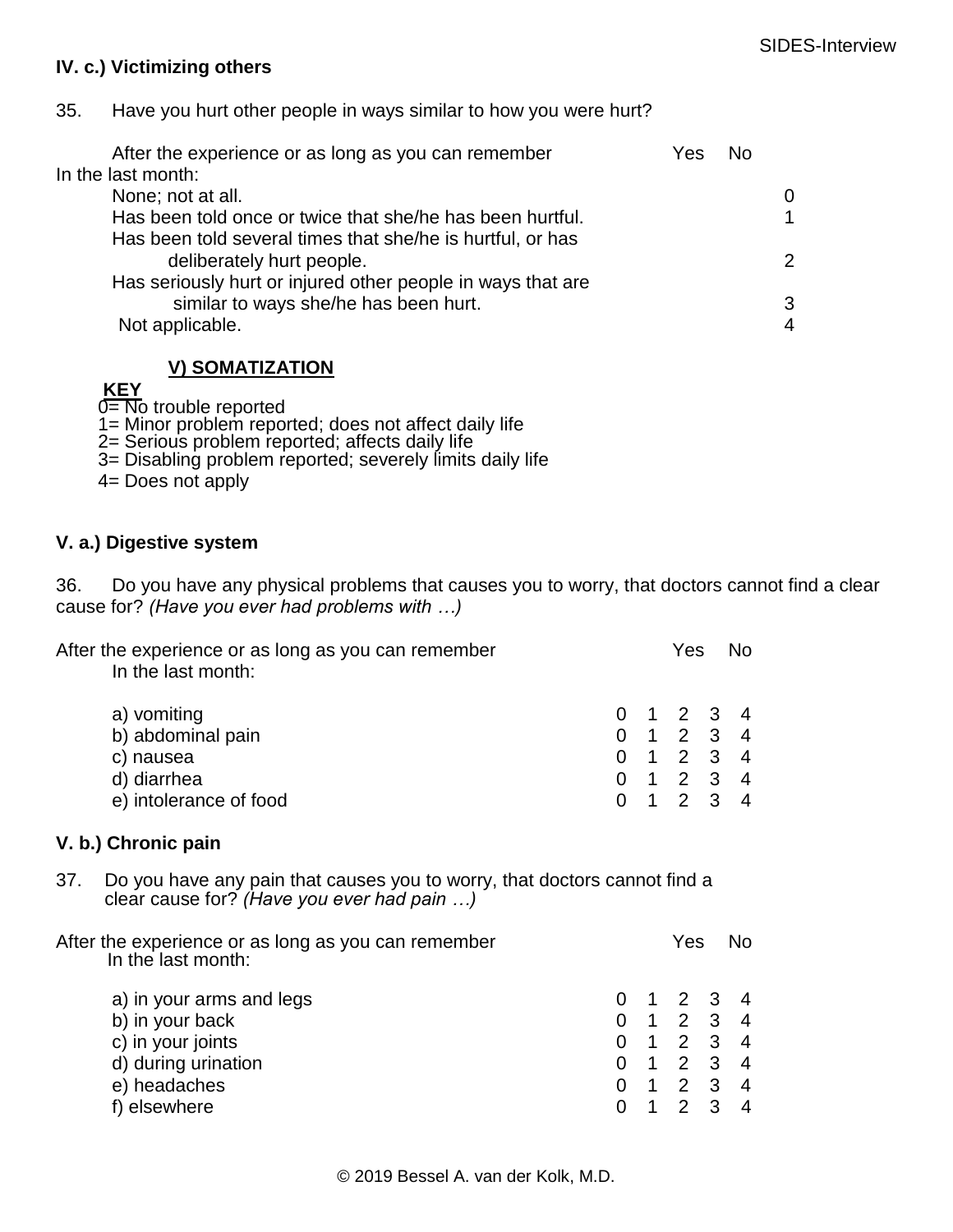**IV. c.) Victimizing others**

35. Have you hurt other people in ways similar to how you were hurt?

After the experience or as long as you can remember — Yes No

In the last month:

| | |
|---|---|
| None; not at all. | 0 |
| Has been told once or twice that she/he has been hurtful. | 1 |
| Has been told several times that she/he is hurtful, or has deliberately hurt people. | 2 |
| Has seriously hurt or injured other people in ways that are similar to ways she/he has been hurt. | 3 |
| Not applicable. | 4 |

## V) SOMATIZATION

**KEY**

0= No trouble reported
1= Minor problem reported; does not affect daily life
2= Serious problem reported; affects daily life
3= Disabling problem reported; severely limits daily life
4= Does not apply

**V. a.) Digestive system**

36. Do you have any physical problems that causes you to worry, that doctors cannot find a clear cause for? *(Have you ever had problems with …)*

After the experience or as long as you can remember — Yes No

In the last month:

| | | | | | |
|---|---|---|---|---|---|
| a) vomiting | 0 | 1 | 2 | 3 | 4 |
| b) abdominal pain | 0 | 1 | 2 | 3 | 4 |
| c) nausea | 0 | 1 | 2 | 3 | 4 |
| d) diarrhea | 0 | 1 | 2 | 3 | 4 |
| e) intolerance of food | 0 | 1 | 2 | 3 | 4 |

**V. b.) Chronic pain**

37. Do you have any pain that causes you to worry, that doctors cannot find a clear cause for? *(Have you ever had pain …)*

After the experience or as long as you can remember — Yes No

In the last month:

| | | | | | |
|---|---|---|---|---|---|
| a) in your arms and legs | 0 | 1 | 2 | 3 | 4 |
| b) in your back | 0 | 1 | 2 | 3 | 4 |
| c) in your joints | 0 | 1 | 2 | 3 | 4 |
| d) during urination | 0 | 1 | 2 | 3 | 4 |
| e) headaches | 0 | 1 | 2 | 3 | 4 |
| f) elsewhere | 0 | 1 | 2 | 3 | 4 |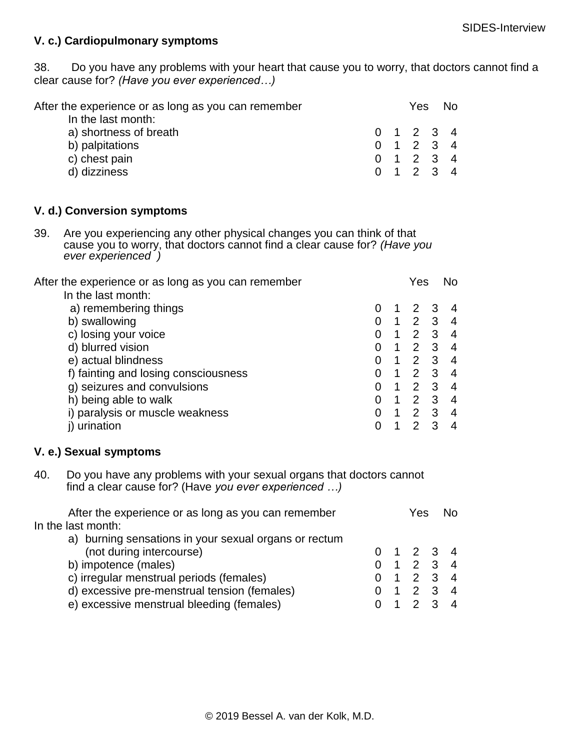### V. c.) Cardiopulmonary symptoms

38. Do you have any problems with your heart that cause you to worry, that doctors cannot find a clear cause for? *(Have you ever experienced…)*

| After the experience or as long as you can remember | | | Yes | | No |
|---|---|---|---|---|---|
| In the last month: | | | | | |
| a) shortness of breath | 0 | 1 | 2 | 3 | 4 |
| b) palpitations | 0 | 1 | 2 | 3 | 4 |
| c) chest pain | 0 | 1 | 2 | 3 | 4 |
| d) dizziness | 0 | 1 | 2 | 3 | 4 |

### V. d.) Conversion symptoms

39. Are you experiencing any other physical changes you can think of that cause you to worry, that doctors cannot find a clear cause for? *(Have you ever experienced )*

| After the experience or as long as you can remember | | | Yes | | No |
|---|---|---|---|---|---|
| In the last month: | | | | | |
| a) remembering things | 0 | 1 | 2 | 3 | 4 |
| b) swallowing | 0 | 1 | 2 | 3 | 4 |
| c) losing your voice | 0 | 1 | 2 | 3 | 4 |
| d) blurred vision | 0 | 1 | 2 | 3 | 4 |
| e) actual blindness | 0 | 1 | 2 | 3 | 4 |
| f) fainting and losing consciousness | 0 | 1 | 2 | 3 | 4 |
| g) seizures and convulsions | 0 | 1 | 2 | 3 | 4 |
| h) being able to walk | 0 | 1 | 2 | 3 | 4 |
| i) paralysis or muscle weakness | 0 | 1 | 2 | 3 | 4 |
| j) urination | 0 | 1 | 2 | 3 | 4 |

### V. e.) Sexual symptoms

40. Do you have any problems with your sexual organs that doctors cannot find a clear cause for? (Have *you ever experienced …)*

| After the experience or as long as you can remember | | | Yes | | No |
|---|---|---|---|---|---|
| In the last month: | | | | | |
| a) burning sensations in your sexual organs or rectum (not during intercourse) | 0 | 1 | 2 | 3 | 4 |
| b) impotence (males) | 0 | 1 | 2 | 3 | 4 |
| c) irregular menstrual periods (females) | 0 | 1 | 2 | 3 | 4 |
| d) excessive pre-menstrual tension (females) | 0 | 1 | 2 | 3 | 4 |
| e) excessive menstrual bleeding (females) | 0 | 1 | 2 | 3 | 4 |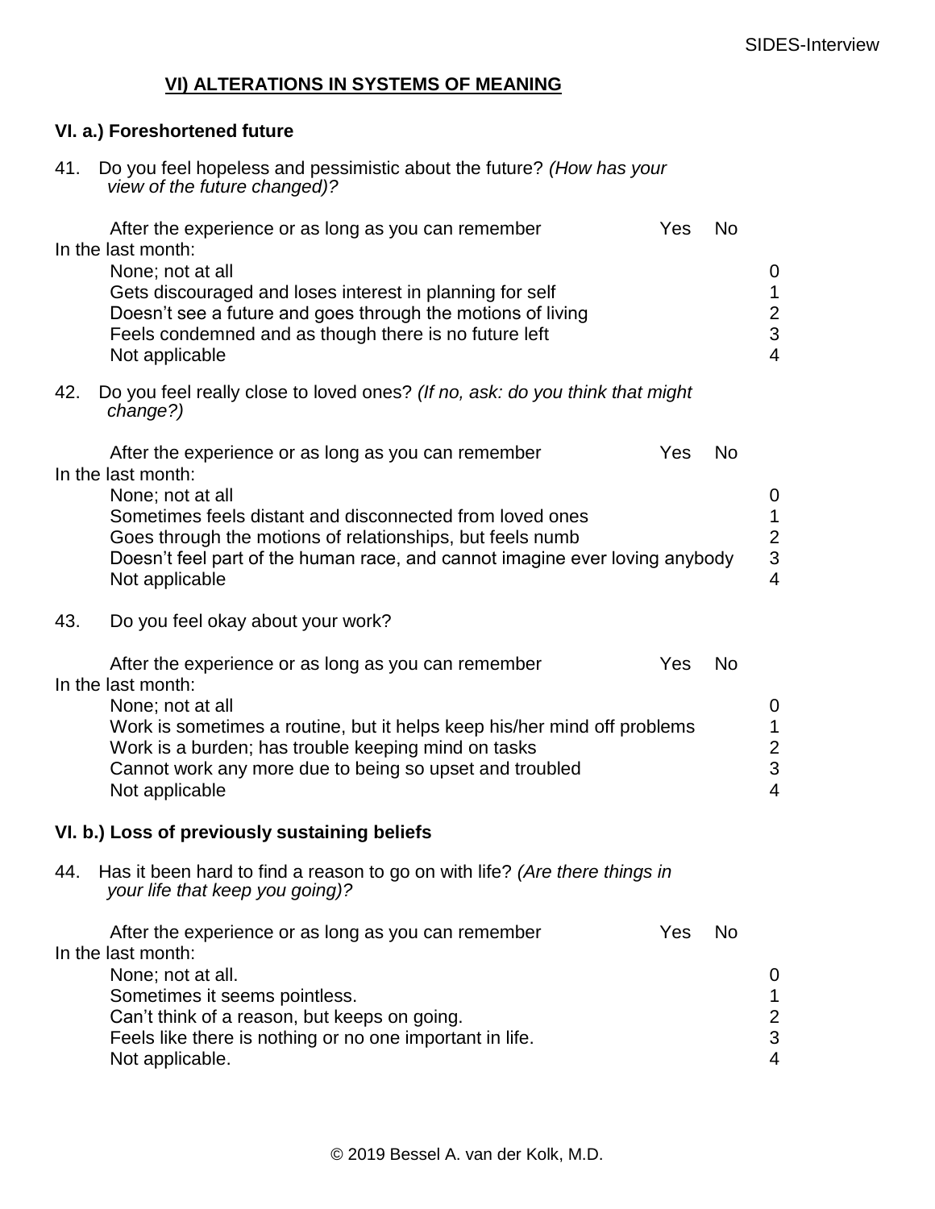## VI) ALTERATIONS IN SYSTEMS OF MEANING

### VI. a.) Foreshortened future

41. Do you feel hopeless and pessimistic about the future? *(How has your view of the future changed)?*

| | | | |
|---|---|---|---|
| After the experience or as long as you can remember | Yes | No | |
| In the last month: | | | |
| None; not at all | | | 0 |
| Gets discouraged and loses interest in planning for self | | | 1 |
| Doesn't see a future and goes through the motions of living | | | 2 |
| Feels condemned and as though there is no future left | | | 3 |
| Not applicable | | | 4 |

42. Do you feel really close to loved ones? *(If no, ask: do you think that might change?)*

| | | | |
|---|---|---|---|
| After the experience or as long as you can remember | Yes | No | |
| In the last month: | | | |
| None; not at all | | | 0 |
| Sometimes feels distant and disconnected from loved ones | | | 1 |
| Goes through the motions of relationships, but feels numb | | | 2 |
| Doesn't feel part of the human race, and cannot imagine ever loving anybody | | | 3 |
| Not applicable | | | 4 |

43. Do you feel okay about your work?

| | | | |
|---|---|---|---|
| After the experience or as long as you can remember | Yes | No | |
| In the last month: | | | |
| None; not at all | | | 0 |
| Work is sometimes a routine, but it helps keep his/her mind off problems | | | 1 |
| Work is a burden; has trouble keeping mind on tasks | | | 2 |
| Cannot work any more due to being so upset and troubled | | | 3 |
| Not applicable | | | 4 |

### VI. b.) Loss of previously sustaining beliefs

44. Has it been hard to find a reason to go on with life? *(Are there things in your life that keep you going)?*

| | | | |
|---|---|---|---|
| After the experience or as long as you can remember | Yes | No | |
| In the last month: | | | |
| None; not at all. | | | 0 |
| Sometimes it seems pointless. | | | 1 |
| Can't think of a reason, but keeps on going. | | | 2 |
| Feels like there is nothing or no one important in life. | | | 3 |
| Not applicable. | | | 4 |

© 2019 Bessel A. van der Kolk, M.D.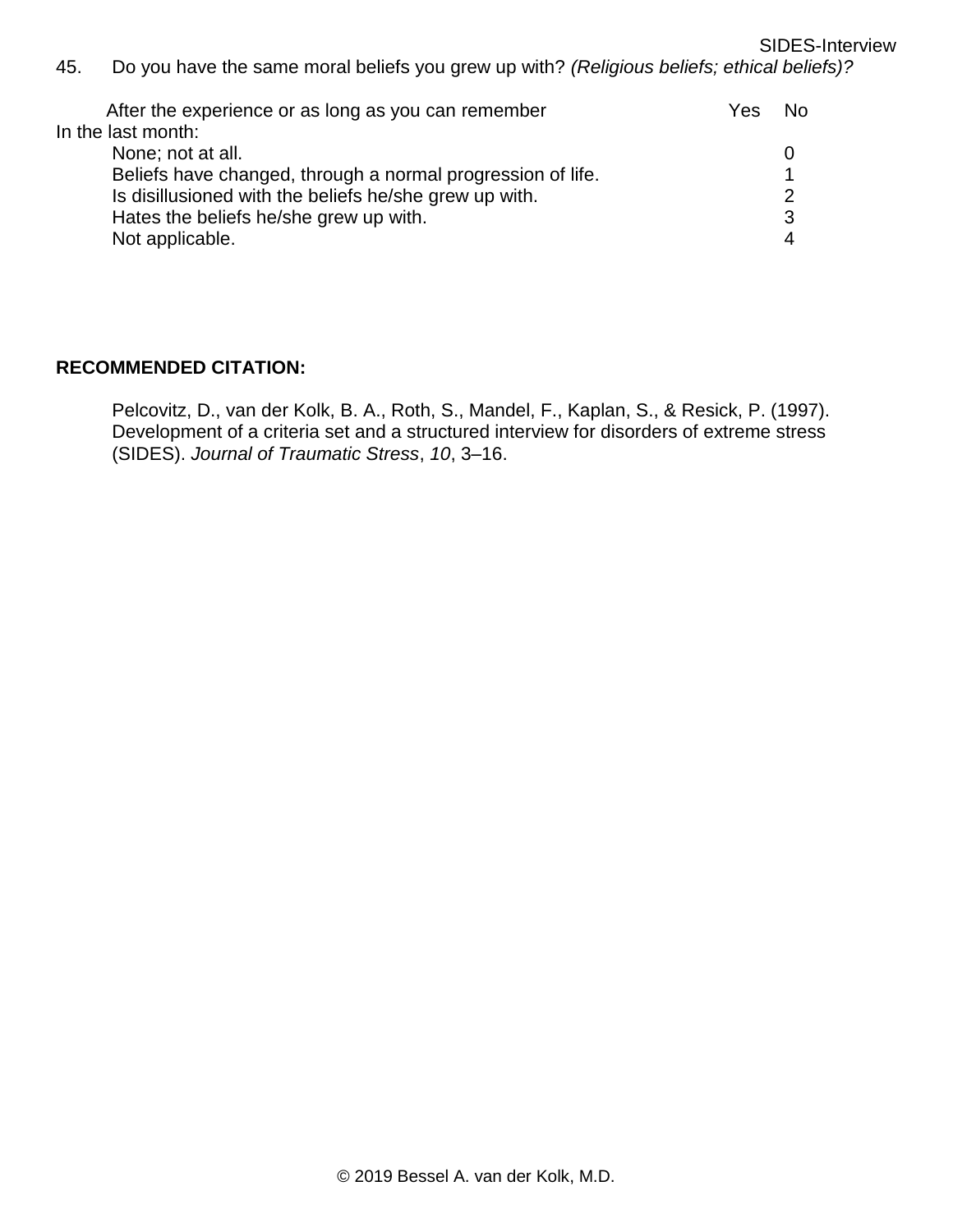45. Do you have the same moral beliefs you grew up with? *(Religious beliefs; ethical beliefs)?*

| | | |
|---|---|---|
| After the experience or as long as you can remember | Yes | No |
| In the last month: | | |
| None; not at all. | | 0 |
| Beliefs have changed, through a normal progression of life. | | 1 |
| Is disillusioned with the beliefs he/she grew up with. | | 2 |
| Hates the beliefs he/she grew up with. | | 3 |
| Not applicable. | | 4 |

**RECOMMENDED CITATION:**

Pelcovitz, D., van der Kolk, B. A., Roth, S., Mandel, F., Kaplan, S., & Resick, P. (1997). Development of a criteria set and a structured interview for disorders of extreme stress (SIDES). *Journal of Traumatic Stress*, *10*, 3–16.

© 2019 Bessel A. van der Kolk, M.D.